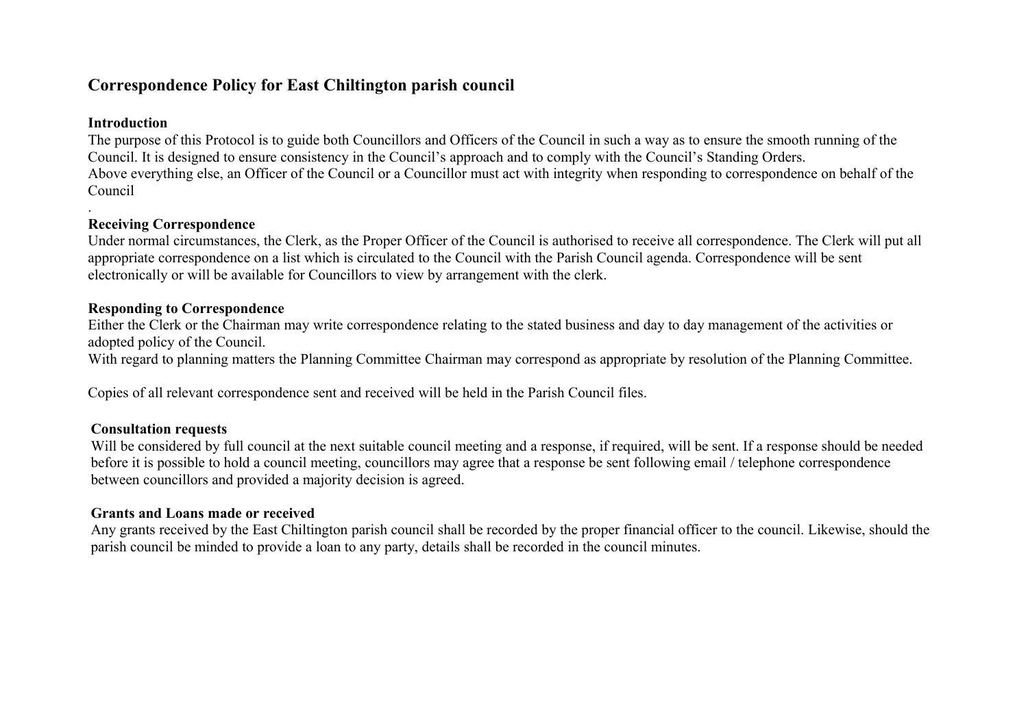# Correspondence Policy for East Chiltington parish council

## Introduction

The purpose of this Protocol is to guide both Councillors and Officers of the Council in such a way as to ensure the smooth running of the Council. It is designed to ensure consistency in the Council's approach and to comply with the Council's Standing Orders.
Above everything else, an Officer of the Council or a Councillor must act with integrity when responding to correspondence on behalf of the Council
.

## Receiving Correspondence

Under normal circumstances, the Clerk, as the Proper Officer of the Council is authorised to receive all correspondence. The Clerk will put all appropriate correspondence on a list which is circulated to the Council with the Parish Council agenda. Correspondence will be sent electronically or will be available for Councillors to view by arrangement with the clerk.

## Responding to Correspondence

Either the Clerk or the Chairman may write correspondence relating to the stated business and day to day management of the activities or adopted policy of the Council.
With regard to planning matters the Planning Committee Chairman may correspond as appropriate by resolution of the Planning Committee.

Copies of all relevant correspondence sent and received will be held in the Parish Council files.

## Consultation requests

Will be considered by full council at the next suitable council meeting and a response, if required, will be sent. If a response should be needed before it is possible to hold a council meeting, councillors may agree that a response be sent following email / telephone correspondence between councillors and provided a majority decision is agreed.

## Grants and Loans made or received

Any grants received by the East Chiltington parish council shall be recorded by the proper financial officer to the council. Likewise, should the parish council be minded to provide a loan to any party, details shall be recorded in the council minutes.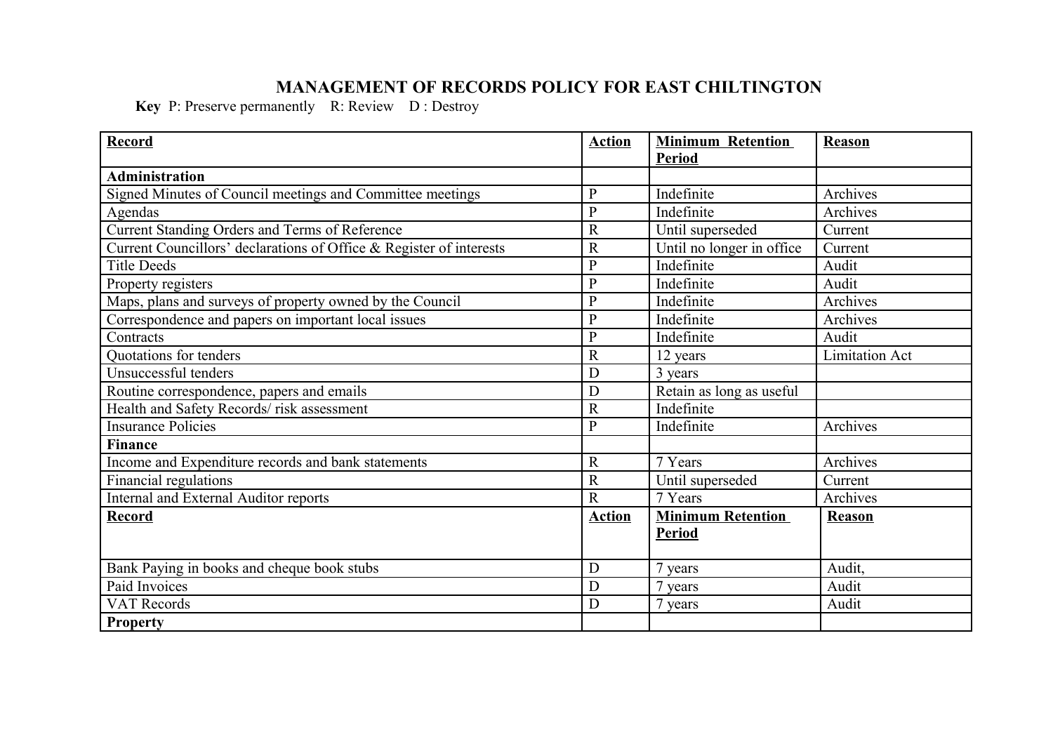# MANAGEMENT OF RECORDS POLICY FOR EAST CHILTINGTON

**Key** P: Preserve permanently R: Review D : Destroy

| Record | Action | Minimum Retention Period | Reason |
|---|---|---|---|
| **Administration** | | | |
| Signed Minutes of Council meetings and Committee meetings | P | Indefinite | Archives |
| Agendas | P | Indefinite | Archives |
| Current Standing Orders and Terms of Reference | R | Until superseded | Current |
| Current Councillors' declarations of Office & Register of interests | R | Until no longer in office | Current |
| Title Deeds | P | Indefinite | Audit |
| Property registers | P | Indefinite | Audit |
| Maps, plans and surveys of property owned by the Council | P | Indefinite | Archives |
| Correspondence and papers on important local issues | P | Indefinite | Archives |
| Contracts | P | Indefinite | Audit |
| Quotations for tenders | R | 12 years | Limitation Act |
| Unsuccessful tenders | D | 3 years | |
| Routine correspondence, papers and emails | D | Retain as long as useful | |
| Health and Safety Records/ risk assessment | R | Indefinite | |
| Insurance Policies | P | Indefinite | Archives |
| **Finance** | | | |
| Income and Expenditure records and bank statements | R | 7 Years | Archives |
| Financial regulations | R | Until superseded | Current |
| Internal and External Auditor reports | R | 7 Years | Archives |
| **Record** | **Action** | **Minimum Retention Period** | **Reason** |
| Bank Paying in books and cheque book stubs | D | 7 years | Audit, |
| Paid Invoices | D | 7 years | Audit |
| VAT Records | D | 7 years | Audit |
| **Property** | | | |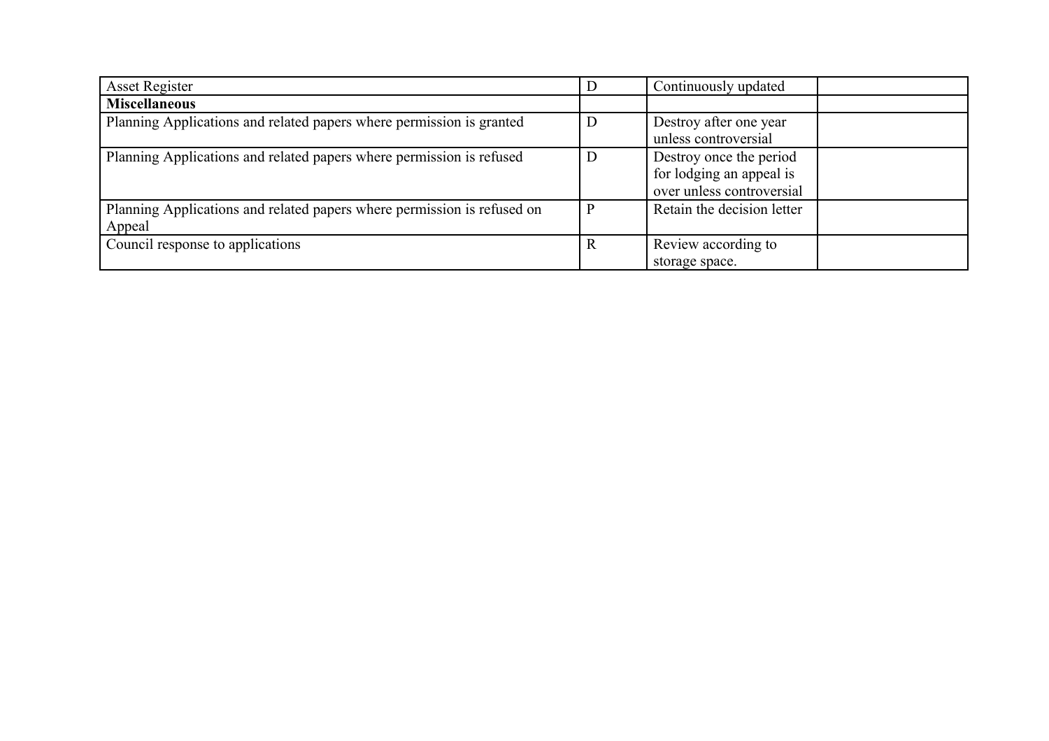| | | | |
|---|---|---|---|
| Asset Register | D | Continuously updated | |
| **Miscellaneous** | | | |
| Planning Applications and related papers where permission is granted | D | Destroy after one year unless controversial | |
| Planning Applications and related papers where permission is refused | D | Destroy once the period for lodging an appeal is over unless controversial | |
| Planning Applications and related papers where permission is refused on Appeal | P | Retain the decision letter | |
| Council response to applications | R | Review according to storage space. | |